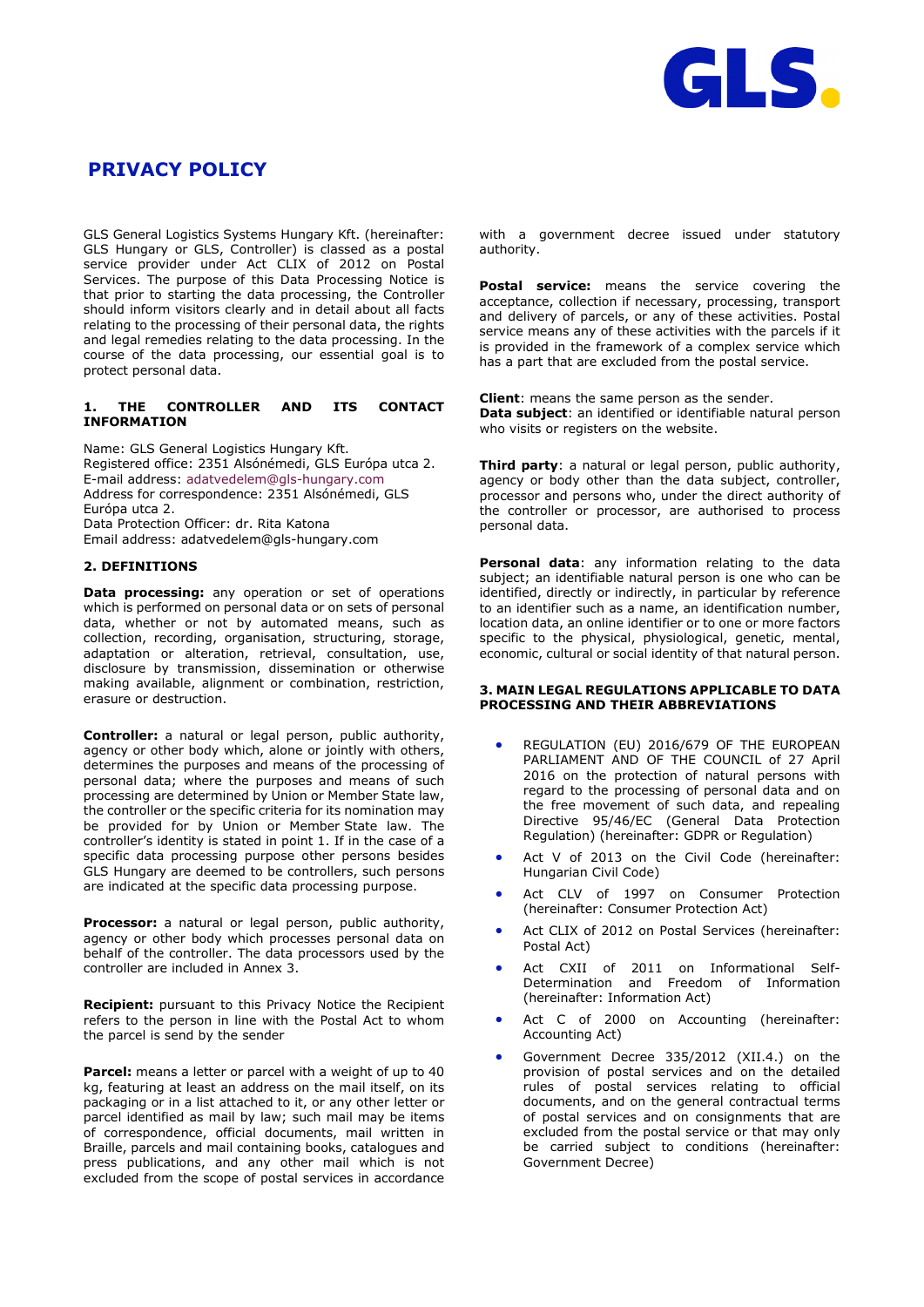# PRIVACY POLICY

GLS General Logistics Systems Hungary Kft. (hereinafter: GLS Hungary or GLS, Controller) is classed as a postal service provider under Act CLIX of 2012 on Postal Services. The purpose of this Data Processing Notice is that prior to starting the data processing, the Controller should inform visitors clearly and in detail about all facts relating to the processing of their personal data, the rights and legal remedies relating to the data processing. In the course of the data processing, our essential goal is to protect personal data.

## 1. THE CONTROLLER AND ITS CONTACT INFORMATION

Name: GLS General Logistics Hungary Kft.
Registered office: 2351 Alsónémedi, GLS Európa utca 2.
E-mail address: adatvedelem@gls-hungary.com
Address for correspondence: 2351 Alsónémedi, GLS Európa utca 2.
Data Protection Officer: dr. Rita Katona
Email address: adatvedelem@gls-hungary.com

## 2. DEFINITIONS

**Data processing:** any operation or set of operations which is performed on personal data or on sets of personal data, whether or not by automated means, such as collection, recording, organisation, structuring, storage, adaptation or alteration, retrieval, consultation, use, disclosure by transmission, dissemination or otherwise making available, alignment or combination, restriction, erasure or destruction.

**Controller:** a natural or legal person, public authority, agency or other body which, alone or jointly with others, determines the purposes and means of the processing of personal data; where the purposes and means of such processing are determined by Union or Member State law, the controller or the specific criteria for its nomination may be provided for by Union or Member State law. The controller's identity is stated in point 1. If in the case of a specific data processing purpose other persons besides GLS Hungary are deemed to be controllers, such persons are indicated at the specific data processing purpose.

**Processor:** a natural or legal person, public authority, agency or other body which processes personal data on behalf of the controller. The data processors used by the controller are included in Annex 3.

**Recipient:** pursuant to this Privacy Notice the Recipient refers to the person in line with the Postal Act to whom the parcel is send by the sender

**Parcel:** means a letter or parcel with a weight of up to 40 kg, featuring at least an address on the mail itself, on its packaging or in a list attached to it, or any other letter or parcel identified as mail by law; such mail may be items of correspondence, official documents, mail written in Braille, parcels and mail containing books, catalogues and press publications, and any other mail which is not excluded from the scope of postal services in accordance with a government decree issued under statutory authority.

**Postal service:** means the service covering the acceptance, collection if necessary, processing, transport and delivery of parcels, or any of these activities. Postal service means any of these activities with the parcels if it is provided in the framework of a complex service which has a part that are excluded from the postal service.

**Client**: means the same person as the sender.
**Data subject**: an identified or identifiable natural person who visits or registers on the website.

**Third party**: a natural or legal person, public authority, agency or body other than the data subject, controller, processor and persons who, under the direct authority of the controller or processor, are authorised to process personal data.

**Personal data**: any information relating to the data subject; an identifiable natural person is one who can be identified, directly or indirectly, in particular by reference to an identifier such as a name, an identification number, location data, an online identifier or to one or more factors specific to the physical, physiological, genetic, mental, economic, cultural or social identity of that natural person.

## 3. MAIN LEGAL REGULATIONS APPLICABLE TO DATA PROCESSING AND THEIR ABBREVIATIONS

- REGULATION (EU) 2016/679 OF THE EUROPEAN PARLIAMENT AND OF THE COUNCIL of 27 April 2016 on the protection of natural persons with regard to the processing of personal data and on the free movement of such data, and repealing Directive 95/46/EC (General Data Protection Regulation) (hereinafter: GDPR or Regulation)
- Act V of 2013 on the Civil Code (hereinafter: Hungarian Civil Code)
- Act CLV of 1997 on Consumer Protection (hereinafter: Consumer Protection Act)
- Act CLIX of 2012 on Postal Services (hereinafter: Postal Act)
- Act CXII of 2011 on Informational Self-Determination and Freedom of Information (hereinafter: Information Act)
- Act C of 2000 on Accounting (hereinafter: Accounting Act)
- Government Decree 335/2012 (XII.4.) on the provision of postal services and on the detailed rules of postal services relating to official documents, and on the general contractual terms of postal services and on consignments that are excluded from the postal service or that may only be carried subject to conditions (hereinafter: Government Decree)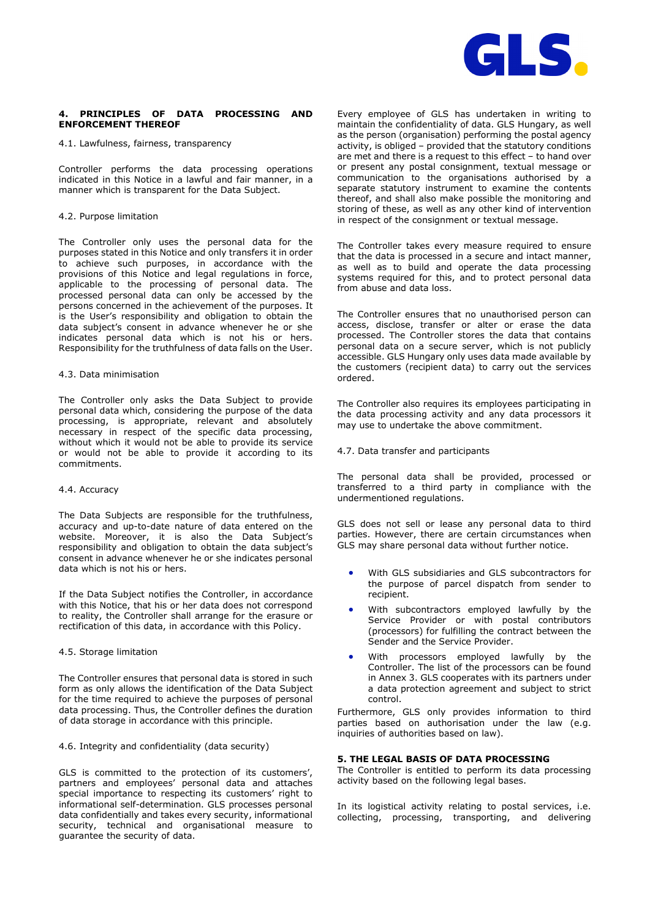## 4. PRINCIPLES OF DATA PROCESSING AND ENFORCEMENT THEREOF

4.1. Lawfulness, fairness, transparency

Controller performs the data processing operations indicated in this Notice in a lawful and fair manner, in a manner which is transparent for the Data Subject.

4.2. Purpose limitation

The Controller only uses the personal data for the purposes stated in this Notice and only transfers it in order to achieve such purposes, in accordance with the provisions of this Notice and legal regulations in force, applicable to the processing of personal data. The processed personal data can only be accessed by the persons concerned in the achievement of the purposes. It is the User's responsibility and obligation to obtain the data subject's consent in advance whenever he or she indicates personal data which is not his or hers. Responsibility for the truthfulness of data falls on the User.

4.3. Data minimisation

The Controller only asks the Data Subject to provide personal data which, considering the purpose of the data processing, is appropriate, relevant and absolutely necessary in respect of the specific data processing, without which it would not be able to provide its service or would not be able to provide it according to its commitments.

4.4. Accuracy

The Data Subjects are responsible for the truthfulness, accuracy and up-to-date nature of data entered on the website. Moreover, it is also the Data Subject's responsibility and obligation to obtain the data subject's consent in advance whenever he or she indicates personal data which is not his or hers.

If the Data Subject notifies the Controller, in accordance with this Notice, that his or her data does not correspond to reality, the Controller shall arrange for the erasure or rectification of this data, in accordance with this Policy.

4.5. Storage limitation

The Controller ensures that personal data is stored in such form as only allows the identification of the Data Subject for the time required to achieve the purposes of personal data processing. Thus, the Controller defines the duration of data storage in accordance with this principle.

4.6. Integrity and confidentiality (data security)

GLS is committed to the protection of its customers', partners and employees' personal data and attaches special importance to respecting its customers' right to informational self-determination. GLS processes personal data confidentially and takes every security, informational security, technical and organisational measure to guarantee the security of data.

Every employee of GLS has undertaken in writing to maintain the confidentiality of data. GLS Hungary, as well as the person (organisation) performing the postal agency activity, is obliged – provided that the statutory conditions are met and there is a request to this effect – to hand over or present any postal consignment, textual message or communication to the organisations authorised by a separate statutory instrument to examine the contents thereof, and shall also make possible the monitoring and storing of these, as well as any other kind of intervention in respect of the consignment or textual message.

The Controller takes every measure required to ensure that the data is processed in a secure and intact manner, as well as to build and operate the data processing systems required for this, and to protect personal data from abuse and data loss.

The Controller ensures that no unauthorised person can access, disclose, transfer or alter or erase the data processed. The Controller stores the data that contains personal data on a secure server, which is not publicly accessible. GLS Hungary only uses data made available by the customers (recipient data) to carry out the services ordered.

The Controller also requires its employees participating in the data processing activity and any data processors it may use to undertake the above commitment.

4.7. Data transfer and participants

The personal data shall be provided, processed or transferred to a third party in compliance with the undermentioned regulations.

GLS does not sell or lease any personal data to third parties. However, there are certain circumstances when GLS may share personal data without further notice.

- With GLS subsidiaries and GLS subcontractors for the purpose of parcel dispatch from sender to recipient.
- With subcontractors employed lawfully by the Service Provider or with postal contributors (processors) for fulfilling the contract between the Sender and the Service Provider.
- With processors employed lawfully by the Controller. The list of the processors can be found in Annex 3. GLS cooperates with its partners under a data protection agreement and subject to strict control.

Furthermore, GLS only provides information to third parties based on authorisation under the law (e.g. inquiries of authorities based on law).

## 5. THE LEGAL BASIS OF DATA PROCESSING

The Controller is entitled to perform its data processing activity based on the following legal bases.

In its logistical activity relating to postal services, i.e. collecting, processing, transporting, and delivering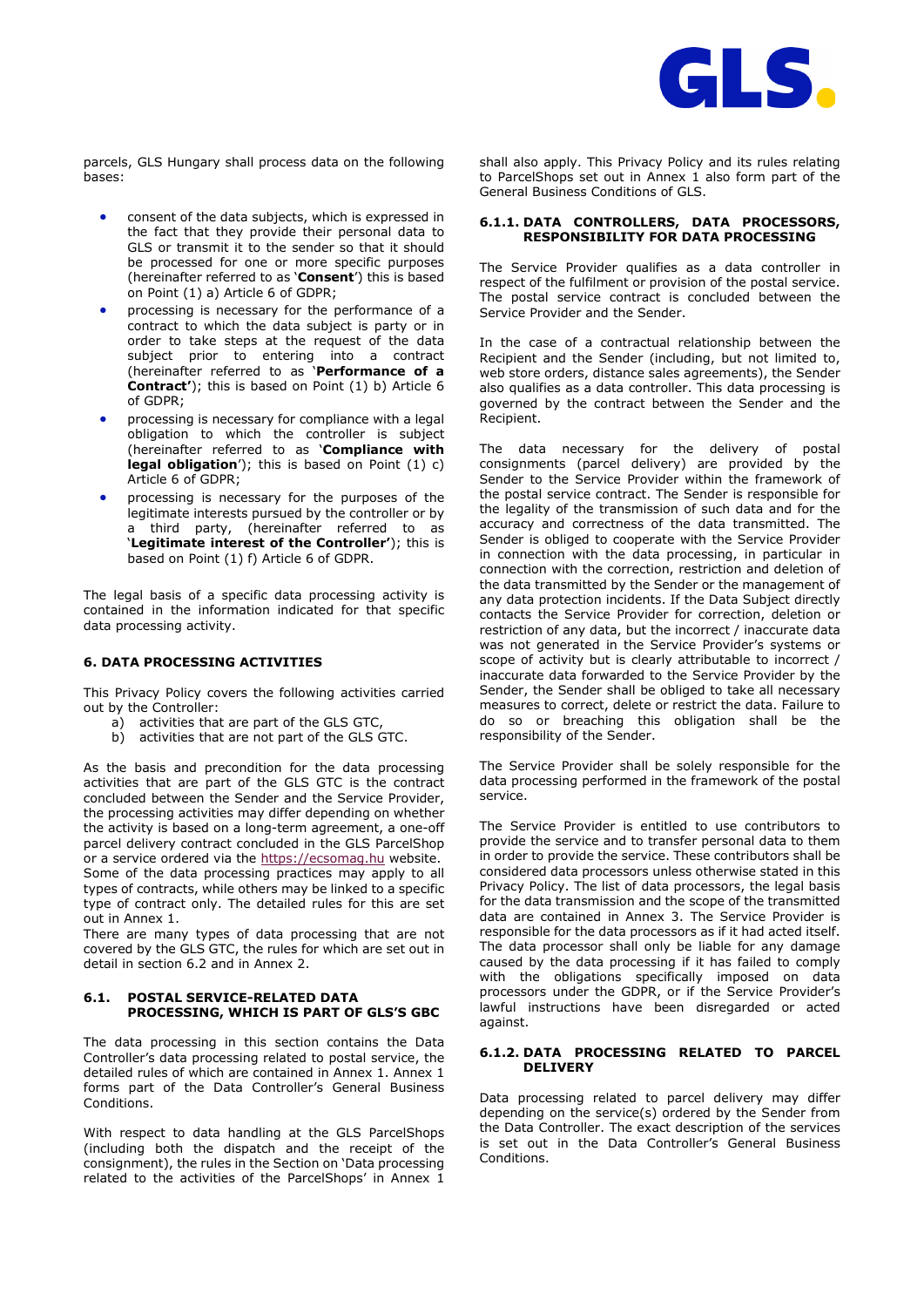parcels, GLS Hungary shall process data on the following bases:

- consent of the data subjects, which is expressed in the fact that they provide their personal data to GLS or transmit it to the sender so that it should be processed for one or more specific purposes (hereinafter referred to as '**Consent**') this is based on Point (1) a) Article 6 of GDPR;
- processing is necessary for the performance of a contract to which the data subject is party or in order to take steps at the request of the data subject prior to entering into a contract (hereinafter referred to as '**Performance of a Contract'**); this is based on Point (1) b) Article 6 of GDPR;
- processing is necessary for compliance with a legal obligation to which the controller is subject (hereinafter referred to as '**Compliance with legal obligation**'); this is based on Point (1) c) Article 6 of GDPR;
- processing is necessary for the purposes of the legitimate interests pursued by the controller or by a third party, (hereinafter referred to as '**Legitimate interest of the Controller'**); this is based on Point (1) f) Article 6 of GDPR.

The legal basis of a specific data processing activity is contained in the information indicated for that specific data processing activity.

### 6. DATA PROCESSING ACTIVITIES

This Privacy Policy covers the following activities carried out by the Controller:

a) activities that are part of the GLS GTC,
b) activities that are not part of the GLS GTC.

As the basis and precondition for the data processing activities that are part of the GLS GTC is the contract concluded between the Sender and the Service Provider, the processing activities may differ depending on whether the activity is based on a long-term agreement, a one-off parcel delivery contract concluded in the GLS ParcelShop or a service ordered via the https://ecsomag.hu website. Some of the data processing practices may apply to all types of contracts, while others may be linked to a specific type of contract only. The detailed rules for this are set out in Annex 1.
There are many types of data processing that are not covered by the GLS GTC, the rules for which are set out in detail in section 6.2 and in Annex 2.

#### 6.1. POSTAL SERVICE-RELATED DATA PROCESSING, WHICH IS PART OF GLS'S GBC

The data processing in this section contains the Data Controller's data processing related to postal service, the detailed rules of which are contained in Annex 1. Annex 1 forms part of the Data Controller's General Business Conditions.

With respect to data handling at the GLS ParcelShops (including both the dispatch and the receipt of the consignment), the rules in the Section on 'Data processing related to the activities of the ParcelShops' in Annex 1 shall also apply. This Privacy Policy and its rules relating to ParcelShops set out in Annex 1 also form part of the General Business Conditions of GLS.

#### 6.1.1. DATA CONTROLLERS, DATA PROCESSORS, RESPONSIBILITY FOR DATA PROCESSING

The Service Provider qualifies as a data controller in respect of the fulfilment or provision of the postal service. The postal service contract is concluded between the Service Provider and the Sender.

In the case of a contractual relationship between the Recipient and the Sender (including, but not limited to, web store orders, distance sales agreements), the Sender also qualifies as a data controller. This data processing is governed by the contract between the Sender and the Recipient.

The data necessary for the delivery of postal consignments (parcel delivery) are provided by the Sender to the Service Provider within the framework of the postal service contract. The Sender is responsible for the legality of the transmission of such data and for the accuracy and correctness of the data transmitted. The Sender is obliged to cooperate with the Service Provider in connection with the data processing, in particular in connection with the correction, restriction and deletion of the data transmitted by the Sender or the management of any data protection incidents. If the Data Subject directly contacts the Service Provider for correction, deletion or restriction of any data, but the incorrect / inaccurate data was not generated in the Service Provider's systems or scope of activity but is clearly attributable to incorrect / inaccurate data forwarded to the Service Provider by the Sender, the Sender shall be obliged to take all necessary measures to correct, delete or restrict the data. Failure to do so or breaching this obligation shall be the responsibility of the Sender.

The Service Provider shall be solely responsible for the data processing performed in the framework of the postal service.

The Service Provider is entitled to use contributors to provide the service and to transfer personal data to them in order to provide the service. These contributors shall be considered data processors unless otherwise stated in this Privacy Policy. The list of data processors, the legal basis for the data transmission and the scope of the transmitted data are contained in Annex 3. The Service Provider is responsible for the data processors as if it had acted itself. The data processor shall only be liable for any damage caused by the data processing if it has failed to comply with the obligations specifically imposed on data processors under the GDPR, or if the Service Provider's lawful instructions have been disregarded or acted against.

#### 6.1.2. DATA PROCESSING RELATED TO PARCEL DELIVERY

Data processing related to parcel delivery may differ depending on the service(s) ordered by the Sender from the Data Controller. The exact description of the services is set out in the Data Controller's General Business Conditions.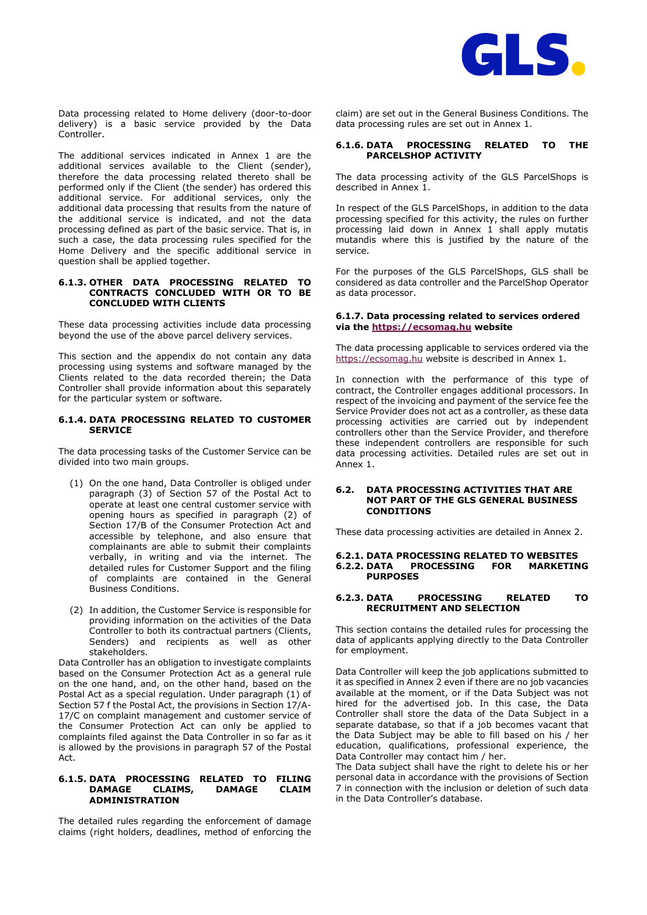Data processing related to Home delivery (door-to-door delivery) is a basic service provided by the Data Controller.

The additional services indicated in Annex 1 are the additional services available to the Client (sender), therefore the data processing related thereto shall be performed only if the Client (the sender) has ordered this additional service. For additional services, only the additional data processing that results from the nature of the additional service is indicated, and not the data processing defined as part of the basic service. That is, in such a case, the data processing rules specified for the Home Delivery and the specific additional service in question shall be applied together.

#### 6.1.3. OTHER DATA PROCESSING RELATED TO CONTRACTS CONCLUDED WITH OR TO BE CONCLUDED WITH CLIENTS

These data processing activities include data processing beyond the use of the above parcel delivery services.

This section and the appendix do not contain any data processing using systems and software managed by the Clients related to the data recorded therein; the Data Controller shall provide information about this separately for the particular system or software.

#### 6.1.4. DATA PROCESSING RELATED TO CUSTOMER SERVICE

The data processing tasks of the Customer Service can be divided into two main groups.

(1) On the one hand, Data Controller is obliged under paragraph (3) of Section 57 of the Postal Act to operate at least one central customer service with opening hours as specified in paragraph (2) of Section 17/B of the Consumer Protection Act and accessible by telephone, and also ensure that complainants are able to submit their complaints verbally, in writing and via the internet. The detailed rules for Customer Support and the filing of complaints are contained in the General Business Conditions.

(2) In addition, the Customer Service is responsible for providing information on the activities of the Data Controller to both its contractual partners (Clients, Senders) and recipients as well as other stakeholders.

Data Controller has an obligation to investigate complaints based on the Consumer Protection Act as a general rule on the one hand, and, on the other hand, based on the Postal Act as a special regulation. Under paragraph (1) of Section 57 f the Postal Act, the provisions in Section 17/A-17/C on complaint management and customer service of the Consumer Protection Act can only be applied to complaints filed against the Data Controller in so far as it is allowed by the provisions in paragraph 57 of the Postal Act.

#### 6.1.5. DATA PROCESSING RELATED TO FILING DAMAGE CLAIMS, DAMAGE CLAIM ADMINISTRATION

The detailed rules regarding the enforcement of damage claims (right holders, deadlines, method of enforcing the claim) are set out in the General Business Conditions. The data processing rules are set out in Annex 1.

#### 6.1.6. DATA PROCESSING RELATED TO THE PARCELSHOP ACTIVITY

The data processing activity of the GLS ParcelShops is described in Annex 1.

In respect of the GLS ParcelShops, in addition to the data processing specified for this activity, the rules on further processing laid down in Annex 1 shall apply mutatis mutandis where this is justified by the nature of the service.

For the purposes of the GLS ParcelShops, GLS shall be considered as data controller and the ParcelShop Operator as data processor.

#### 6.1.7. Data processing related to services ordered via the https://ecsomag.hu website

The data processing applicable to services ordered via the https://ecsomag.hu website is described in Annex 1.

In connection with the performance of this type of contract, the Controller engages additional processors. In respect of the invoicing and payment of the service fee the Service Provider does not act as a controller, as these data processing activities are carried out by independent controllers other than the Service Provider, and therefore these independent controllers are responsible for such data processing activities. Detailed rules are set out in Annex 1.

### 6.2. DATA PROCESSING ACTIVITIES THAT ARE NOT PART OF THE GLS GENERAL BUSINESS CONDITIONS

These data processing activities are detailed in Annex 2.

#### 6.2.1. DATA PROCESSING RELATED TO WEBSITES

#### 6.2.2. DATA PROCESSING FOR MARKETING PURPOSES

#### 6.2.3. DATA PROCESSING RELATED TO RECRUITMENT AND SELECTION

This section contains the detailed rules for processing the data of applicants applying directly to the Data Controller for employment.

Data Controller will keep the job applications submitted to it as specified in Annex 2 even if there are no job vacancies available at the moment, or if the Data Subject was not hired for the advertised job. In this case, the Data Controller shall store the data of the Data Subject in a separate database, so that if a job becomes vacant that the Data Subject may be able to fill based on his / her education, qualifications, professional experience, the Data Controller may contact him / her.

The Data subject shall have the right to delete his or her personal data in accordance with the provisions of Section 7 in connection with the inclusion or deletion of such data in the Data Controller's database.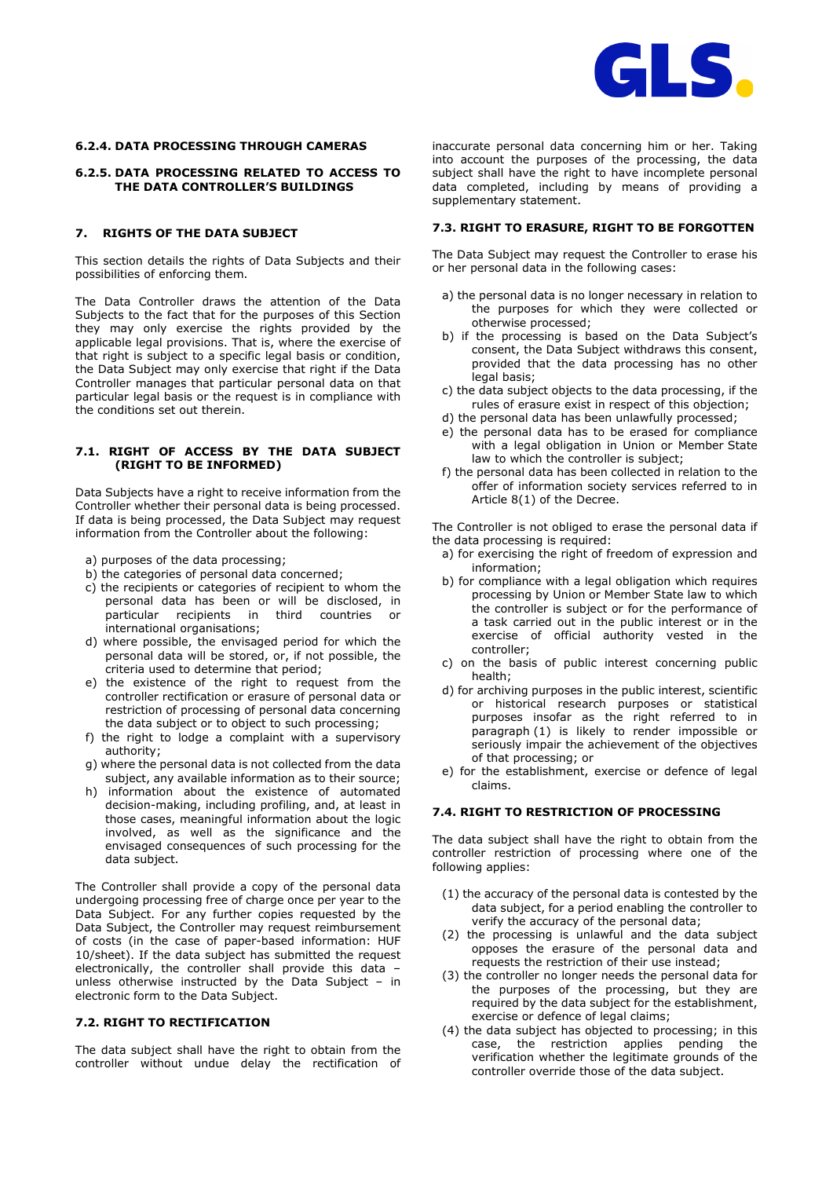#### 6.2.4. DATA PROCESSING THROUGH CAMERAS

#### 6.2.5. DATA PROCESSING RELATED TO ACCESS TO THE DATA CONTROLLER'S BUILDINGS

## 7. RIGHTS OF THE DATA SUBJECT

This section details the rights of Data Subjects and their possibilities of enforcing them.

The Data Controller draws the attention of the Data Subjects to the fact that for the purposes of this Section they may only exercise the rights provided by the applicable legal provisions. That is, where the exercise of that right is subject to a specific legal basis or condition, the Data Subject may only exercise that right if the Data Controller manages that particular personal data on that particular legal basis or the request is in compliance with the conditions set out therein.

### 7.1. RIGHT OF ACCESS BY THE DATA SUBJECT (RIGHT TO BE INFORMED)

Data Subjects have a right to receive information from the Controller whether their personal data is being processed. If data is being processed, the Data Subject may request information from the Controller about the following:

a) purposes of the data processing;
b) the categories of personal data concerned;
c) the recipients or categories of recipient to whom the personal data has been or will be disclosed, in particular recipients in third countries or international organisations;
d) where possible, the envisaged period for which the personal data will be stored, or, if not possible, the criteria used to determine that period;
e) the existence of the right to request from the controller rectification or erasure of personal data or restriction of processing of personal data concerning the data subject or to object to such processing;
f) the right to lodge a complaint with a supervisory authority;
g) where the personal data is not collected from the data subject, any available information as to their source;
h) information about the existence of automated decision-making, including profiling, and, at least in those cases, meaningful information about the logic involved, as well as the significance and the envisaged consequences of such processing for the data subject.

The Controller shall provide a copy of the personal data undergoing processing free of charge once per year to the Data Subject. For any further copies requested by the Data Subject, the Controller may request reimbursement of costs (in the case of paper-based information: HUF 10/sheet). If the data subject has submitted the request electronically, the controller shall provide this data – unless otherwise instructed by the Data Subject – in electronic form to the Data Subject.

### 7.2. RIGHT TO RECTIFICATION

The data subject shall have the right to obtain from the controller without undue delay the rectification of inaccurate personal data concerning him or her. Taking into account the purposes of the processing, the data subject shall have the right to have incomplete personal data completed, including by means of providing a supplementary statement.

### 7.3. RIGHT TO ERASURE, RIGHT TO BE FORGOTTEN

The Data Subject may request the Controller to erase his or her personal data in the following cases:

a) the personal data is no longer necessary in relation to the purposes for which they were collected or otherwise processed;
b) if the processing is based on the Data Subject's consent, the Data Subject withdraws this consent, provided that the data processing has no other legal basis;
c) the data subject objects to the data processing, if the rules of erasure exist in respect of this objection;
d) the personal data has been unlawfully processed;
e) the personal data has to be erased for compliance with a legal obligation in Union or Member State law to which the controller is subject;
f) the personal data has been collected in relation to the offer of information society services referred to in Article 8(1) of the Decree.

The Controller is not obliged to erase the personal data if the data processing is required:

a) for exercising the right of freedom of expression and information;
b) for compliance with a legal obligation which requires processing by Union or Member State law to which the controller is subject or for the performance of a task carried out in the public interest or in the exercise of official authority vested in the controller;
c) on the basis of public interest concerning public health;
d) for archiving purposes in the public interest, scientific or historical research purposes or statistical purposes insofar as the right referred to in paragraph (1) is likely to render impossible or seriously impair the achievement of the objectives of that processing; or
e) for the establishment, exercise or defence of legal claims.

### 7.4. RIGHT TO RESTRICTION OF PROCESSING

The data subject shall have the right to obtain from the controller restriction of processing where one of the following applies:

(1) the accuracy of the personal data is contested by the data subject, for a period enabling the controller to verify the accuracy of the personal data;
(2) the processing is unlawful and the data subject opposes the erasure of the personal data and requests the restriction of their use instead;
(3) the controller no longer needs the personal data for the purposes of the processing, but they are required by the data subject for the establishment, exercise or defence of legal claims;
(4) the data subject has objected to processing; in this case, the restriction applies pending the verification whether the legitimate grounds of the controller override those of the data subject.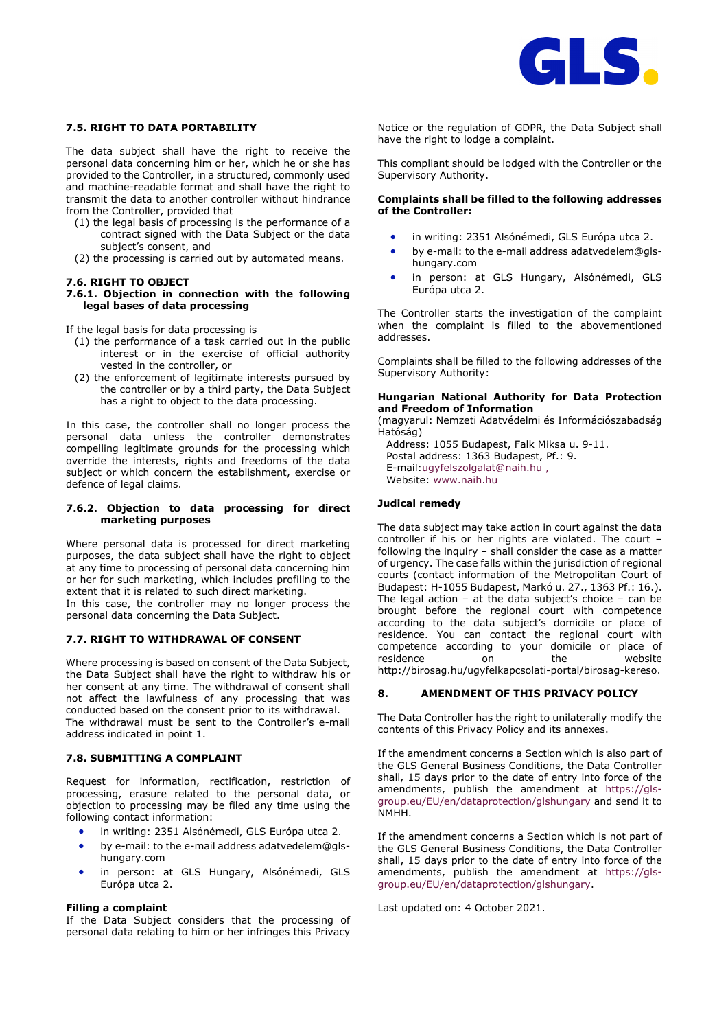### 7.5. RIGHT TO DATA PORTABILITY

The data subject shall have the right to receive the personal data concerning him or her, which he or she has provided to the Controller, in a structured, commonly used and machine-readable format and shall have the right to transmit the data to another controller without hindrance from the Controller, provided that

(1) the legal basis of processing is the performance of a contract signed with the Data Subject or the data subject's consent, and
(2) the processing is carried out by automated means.

### 7.6. RIGHT TO OBJECT

#### 7.6.1. Objection in connection with the following legal bases of data processing

If the legal basis for data processing is

(1) the performance of a task carried out in the public interest or in the exercise of official authority vested in the controller, or
(2) the enforcement of legitimate interests pursued by the controller or by a third party, the Data Subject has a right to object to the data processing.

In this case, the controller shall no longer process the personal data unless the controller demonstrates compelling legitimate grounds for the processing which override the interests, rights and freedoms of the data subject or which concern the establishment, exercise or defence of legal claims.

#### 7.6.2. Objection to data processing for direct marketing purposes

Where personal data is processed for direct marketing purposes, the data subject shall have the right to object at any time to processing of personal data concerning him or her for such marketing, which includes profiling to the extent that it is related to such direct marketing.
In this case, the controller may no longer process the personal data concerning the Data Subject.

### 7.7. RIGHT TO WITHDRAWAL OF CONSENT

Where processing is based on consent of the Data Subject, the Data Subject shall have the right to withdraw his or her consent at any time. The withdrawal of consent shall not affect the lawfulness of any processing that was conducted based on the consent prior to its withdrawal.
The withdrawal must be sent to the Controller's e-mail address indicated in point 1.

### 7.8. SUBMITTING A COMPLAINT

Request for information, rectification, restriction of processing, erasure related to the personal data, or objection to processing may be filed any time using the following contact information:

- in writing: 2351 Alsónémedi, GLS Európa utca 2.
- by e-mail: to the e-mail address adatvedelem@gls-hungary.com
- in person: at GLS Hungary, Alsónémedi, GLS Európa utca 2.

**Filling a complaint**
If the Data Subject considers that the processing of personal data relating to him or her infringes this Privacy Notice or the regulation of GDPR, the Data Subject shall have the right to lodge a complaint.

This compliant should be lodged with the Controller or the Supervisory Authority.

**Complaints shall be filled to the following addresses of the Controller:**

- in writing: 2351 Alsónémedi, GLS Európa utca 2.
- by e-mail: to the e-mail address adatvedelem@gls-hungary.com
- in person: at GLS Hungary, Alsónémedi, GLS Európa utca 2.

The Controller starts the investigation of the complaint when the complaint is filled to the abovementioned addresses.

Complaints shall be filled to the following addresses of the Supervisory Authority:

**Hungarian National Authority for Data Protection and Freedom of Information**
(magyarul: Nemzeti Adatvédelmi és Információszabadság Hatóság)
Address: 1055 Budapest, Falk Miksa u. 9-11.
Postal address: 1363 Budapest, Pf.: 9.
E-mail:ugyfelszolgalat@naih.hu ,
Website: www.naih.hu

**Judical remedy**

The data subject may take action in court against the data controller if his or her rights are violated. The court – following the inquiry – shall consider the case as a matter of urgency. The case falls within the jurisdiction of regional courts (contact information of the Metropolitan Court of Budapest: H-1055 Budapest, Markó u. 27., 1363 Pf.: 16.). The legal action – at the data subject's choice – can be brought before the regional court with competence according to the data subject's domicile or place of residence. You can contact the regional court with competence according to your domicile or place of residence on the website http://birosag.hu/ugyfelkapcsolati-portal/birosag-kereso.

## 8. AMENDMENT OF THIS PRIVACY POLICY

The Data Controller has the right to unilaterally modify the contents of this Privacy Policy and its annexes.

If the amendment concerns a Section which is also part of the GLS General Business Conditions, the Data Controller shall, 15 days prior to the date of entry into force of the amendments, publish the amendment at https://gls-group.eu/EU/en/dataprotection/glshungary and send it to NMHH.

If the amendment concerns a Section which is not part of the GLS General Business Conditions, the Data Controller shall, 15 days prior to the date of entry into force of the amendments, publish the amendment at https://gls-group.eu/EU/en/dataprotection/glshungary.

Last updated on: 4 October 2021.